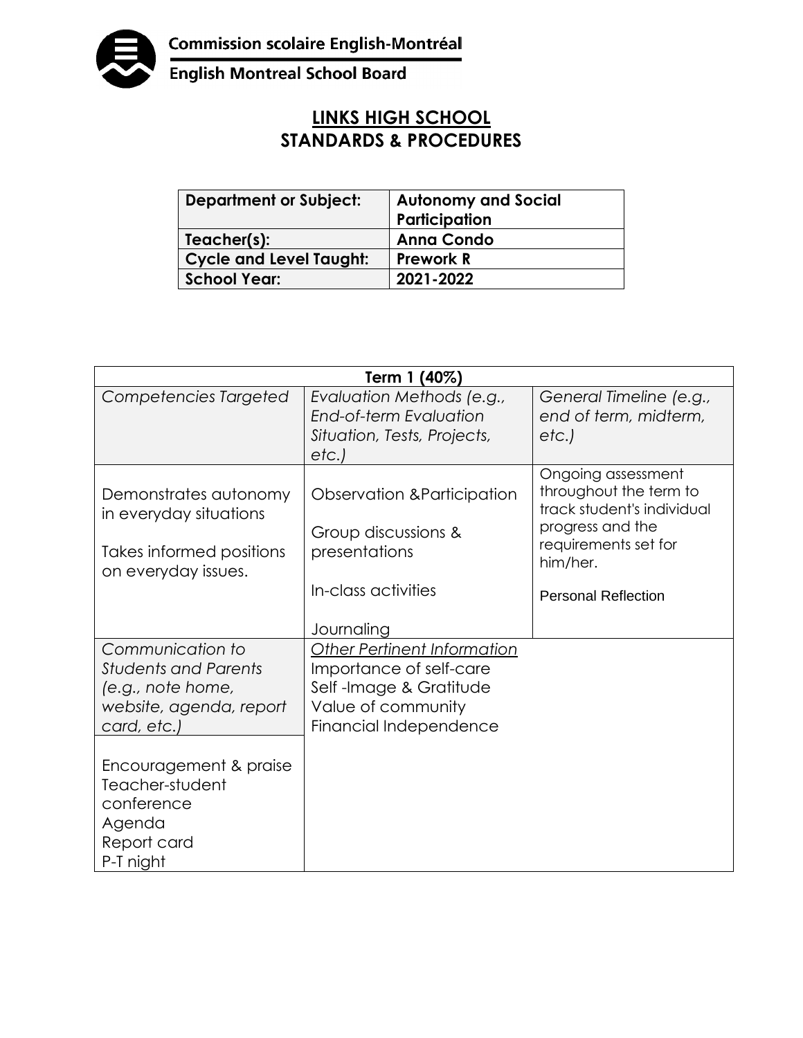Commission scolaire English-Montréal

English Montreal School Board

# LINKS HIGH SCHOOL
# STANDARDS & PROCEDURES

| **Department or Subject:** | **Autonomy and Social Participation** |
|---|---|
| **Teacher(s):** | **Anna Condo** |
| **Cycle and Level Taught:** | **Prework R** |
| **School Year:** | **2021-2022** |

| **Term 1 (40%)** | | |
|---|---|---|
| *Competencies Targeted* | *Evaluation Methods (e.g., End-of-term Evaluation Situation, Tests, Projects, etc.)* | *General Timeline (e.g., end of term, midterm, etc.)* |
| Demonstrates autonomy in everyday situations<br><br>Takes informed positions on everyday issues. | Observation &Participation<br><br>Group discussions & presentations<br><br>In-class activities<br><br>Journaling | Ongoing assessment throughout the term to track student's individual progress and the requirements set for him/her.<br><br>Personal Reflection |
| *Communication to Students and Parents (e.g., note home, website, agenda, report card, etc.)*<br><br>Encouragement & praise<br>Teacher-student conference<br>Agenda<br>Report card<br>P-T night | *Other Pertinent Information*<br>Importance of self-care<br>Self -Image & Gratitude<br>Value of community<br>Financial Independence | |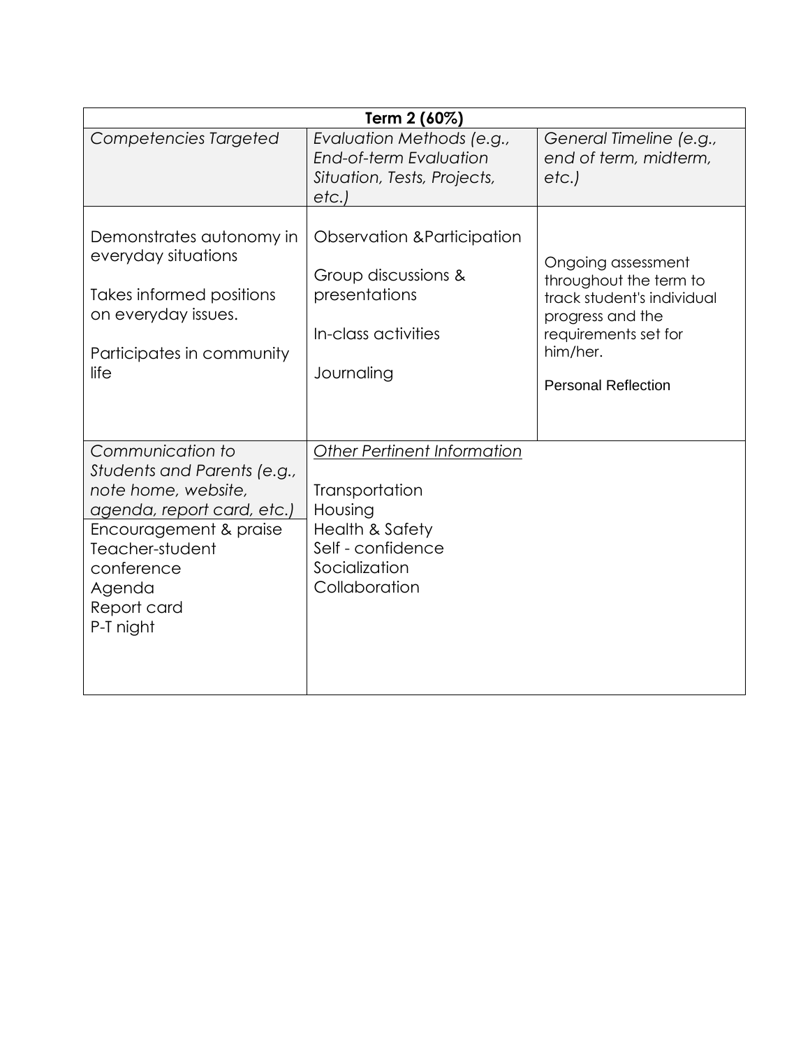| Term 2 (60%) | | |
|---|---|---|
| *Competencies Targeted* | *Evaluation Methods (e.g., End-of-term Evaluation Situation, Tests, Projects, etc.)* | *General Timeline (e.g., end of term, midterm, etc.)* |
| Demonstrates autonomy in everyday situations<br><br>Takes informed positions on everyday issues.<br><br>Participates in community life | Observation &Participation<br><br>Group discussions & presentations<br><br>In-class activities<br><br>Journaling | Ongoing assessment throughout the term to track student's individual progress and the requirements set for him/her.<br><br>Personal Reflection |
| *Communication to Students and Parents (e.g., note home, website, agenda, report card, etc.)*<br>Encouragement & praise<br>Teacher-student conference<br>Agenda<br>Report card<br>P-T night | *Other Pertinent Information*<br><br>Transportation<br>Housing<br>Health & Safety<br>Self - confidence<br>Socialization<br>Collaboration | |